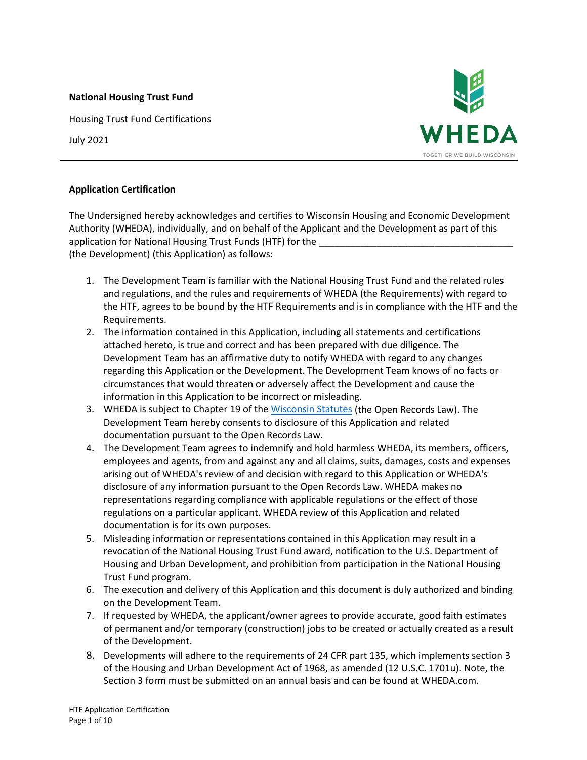**National Housing Trust Fund**

Housing Trust Fund Certifications

July 2021

## Application Certification

The Undersigned hereby acknowledges and certifies to Wisconsin Housing and Economic Development Authority (WHEDA), individually, and on behalf of the Applicant and the Development as part of this application for National Housing Trust Funds (HTF) for the ____________________________________ (the Development) (this Application) as follows:

1. The Development Team is familiar with the National Housing Trust Fund and the related rules and regulations, and the rules and requirements of WHEDA (the Requirements) with regard to the HTF, agrees to be bound by the HTF Requirements and is in compliance with the HTF and the Requirements.
2. The information contained in this Application, including all statements and certifications attached hereto, is true and correct and has been prepared with due diligence. The Development Team has an affirmative duty to notify WHEDA with regard to any changes regarding this Application or the Development. The Development Team knows of no facts or circumstances that would threaten or adversely affect the Development and cause the information in this Application to be incorrect or misleading.
3. WHEDA is subject to Chapter 19 of the Wisconsin Statutes (the Open Records Law). The Development Team hereby consents to disclosure of this Application and related documentation pursuant to the Open Records Law.
4. The Development Team agrees to indemnify and hold harmless WHEDA, its members, officers, employees and agents, from and against any and all claims, suits, damages, costs and expenses arising out of WHEDA's review of and decision with regard to this Application or WHEDA's disclosure of any information pursuant to the Open Records Law. WHEDA makes no representations regarding compliance with applicable regulations or the effect of those regulations on a particular applicant. WHEDA review of this Application and related documentation is for its own purposes.
5. Misleading information or representations contained in this Application may result in a revocation of the National Housing Trust Fund award, notification to the U.S. Department of Housing and Urban Development, and prohibition from participation in the National Housing Trust Fund program.
6. The execution and delivery of this Application and this document is duly authorized and binding on the Development Team.
7. If requested by WHEDA, the applicant/owner agrees to provide accurate, good faith estimates of permanent and/or temporary (construction) jobs to be created or actually created as a result of the Development.
8. Developments will adhere to the requirements of 24 CFR part 135, which implements section 3 of the Housing and Urban Development Act of 1968, as amended (12 U.S.C. 1701u). Note, the Section 3 form must be submitted on an annual basis and can be found at WHEDA.com.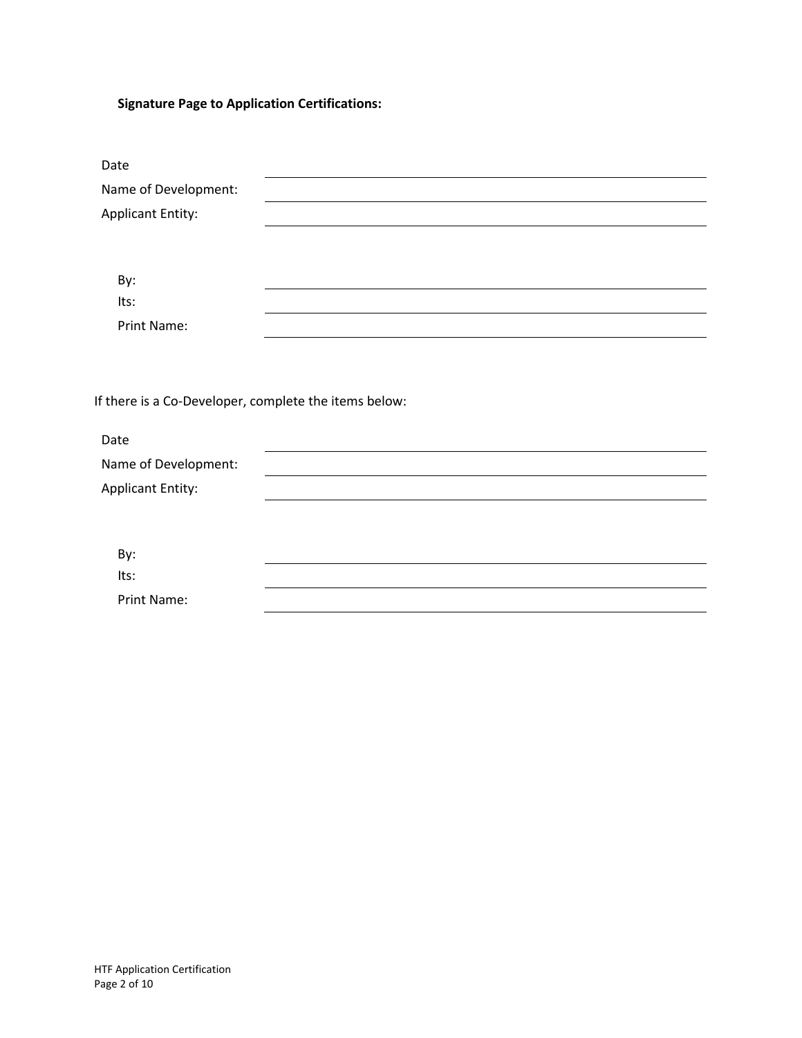**Signature Page to Application Certifications:**

Date \_\_\_\_\_\_\_\_\_\_\_\_\_\_\_\_\_\_\_\_\_\_\_\_\_\_\_\_\_\_\_\_\_\_\_\_\_\_\_\_

Name of Development: \_\_\_\_\_\_\_\_\_\_\_\_\_\_\_\_\_\_\_\_\_\_\_\_\_\_\_\_\_\_\_\_\_\_\_\_\_\_\_\_

Applicant Entity: \_\_\_\_\_\_\_\_\_\_\_\_\_\_\_\_\_\_\_\_\_\_\_\_\_\_\_\_\_\_\_\_\_\_\_\_\_\_\_\_

By: \_\_\_\_\_\_\_\_\_\_\_\_\_\_\_\_\_\_\_\_\_\_\_\_\_\_\_\_\_\_\_\_\_\_\_\_\_\_\_\_

Its: \_\_\_\_\_\_\_\_\_\_\_\_\_\_\_\_\_\_\_\_\_\_\_\_\_\_\_\_\_\_\_\_\_\_\_\_\_\_\_\_

Print Name: \_\_\_\_\_\_\_\_\_\_\_\_\_\_\_\_\_\_\_\_\_\_\_\_\_\_\_\_\_\_\_\_\_\_\_\_\_\_\_\_

If there is a Co-Developer, complete the items below:

Date \_\_\_\_\_\_\_\_\_\_\_\_\_\_\_\_\_\_\_\_\_\_\_\_\_\_\_\_\_\_\_\_\_\_\_\_\_\_\_\_

Name of Development: \_\_\_\_\_\_\_\_\_\_\_\_\_\_\_\_\_\_\_\_\_\_\_\_\_\_\_\_\_\_\_\_\_\_\_\_\_\_\_\_

Applicant Entity: \_\_\_\_\_\_\_\_\_\_\_\_\_\_\_\_\_\_\_\_\_\_\_\_\_\_\_\_\_\_\_\_\_\_\_\_\_\_\_\_

By: \_\_\_\_\_\_\_\_\_\_\_\_\_\_\_\_\_\_\_\_\_\_\_\_\_\_\_\_\_\_\_\_\_\_\_\_\_\_\_\_

Its: \_\_\_\_\_\_\_\_\_\_\_\_\_\_\_\_\_\_\_\_\_\_\_\_\_\_\_\_\_\_\_\_\_\_\_\_\_\_\_\_

Print Name: \_\_\_\_\_\_\_\_\_\_\_\_\_\_\_\_\_\_\_\_\_\_\_\_\_\_\_\_\_\_\_\_\_\_\_\_\_\_\_\_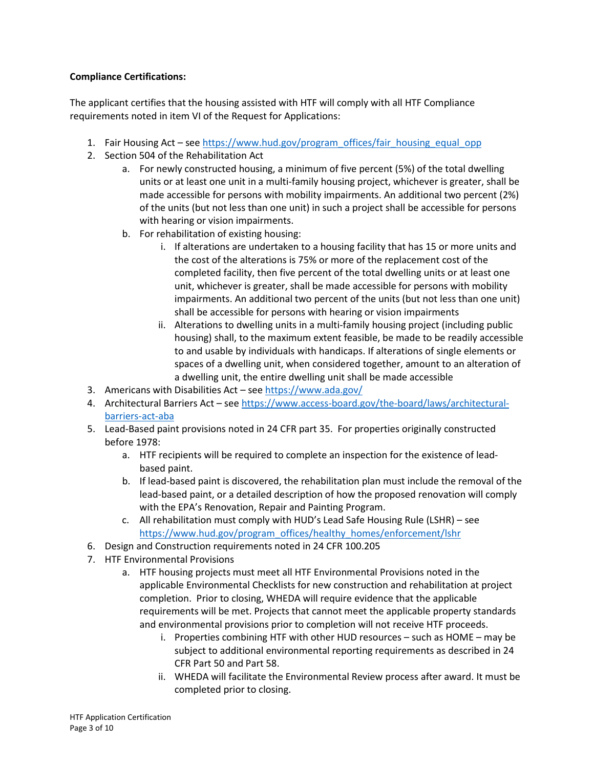**Compliance Certifications:**

The applicant certifies that the housing assisted with HTF will comply with all HTF Compliance requirements noted in item VI of the Request for Applications:

1. Fair Housing Act – see https://www.hud.gov/program_offices/fair_housing_equal_opp
2. Section 504 of the Rehabilitation Act
   a. For newly constructed housing, a minimum of five percent (5%) of the total dwelling units or at least one unit in a multi-family housing project, whichever is greater, shall be made accessible for persons with mobility impairments. An additional two percent (2%) of the units (but not less than one unit) in such a project shall be accessible for persons with hearing or vision impairments.
   b. For rehabilitation of existing housing:
      i. If alterations are undertaken to a housing facility that has 15 or more units and the cost of the alterations is 75% or more of the replacement cost of the completed facility, then five percent of the total dwelling units or at least one unit, whichever is greater, shall be made accessible for persons with mobility impairments. An additional two percent of the units (but not less than one unit) shall be accessible for persons with hearing or vision impairments
      ii. Alterations to dwelling units in a multi-family housing project (including public housing) shall, to the maximum extent feasible, be made to be readily accessible to and usable by individuals with handicaps. If alterations of single elements or spaces of a dwelling unit, when considered together, amount to an alteration of a dwelling unit, the entire dwelling unit shall be made accessible
3. Americans with Disabilities Act – see https://www.ada.gov/
4. Architectural Barriers Act – see https://www.access-board.gov/the-board/laws/architectural-barriers-act-aba
5. Lead-Based paint provisions noted in 24 CFR part 35. For properties originally constructed before 1978:
   a. HTF recipients will be required to complete an inspection for the existence of lead-based paint.
   b. If lead-based paint is discovered, the rehabilitation plan must include the removal of the lead-based paint, or a detailed description of how the proposed renovation will comply with the EPA's Renovation, Repair and Painting Program.
   c. All rehabilitation must comply with HUD's Lead Safe Housing Rule (LSHR) – see https://www.hud.gov/program_offices/healthy_homes/enforcement/lshr
6. Design and Construction requirements noted in 24 CFR 100.205
7. HTF Environmental Provisions
   a. HTF housing projects must meet all HTF Environmental Provisions noted in the applicable Environmental Checklists for new construction and rehabilitation at project completion. Prior to closing, WHEDA will require evidence that the applicable requirements will be met. Projects that cannot meet the applicable property standards and environmental provisions prior to completion will not receive HTF proceeds.
      i. Properties combining HTF with other HUD resources – such as HOME – may be subject to additional environmental reporting requirements as described in 24 CFR Part 50 and Part 58.
      ii. WHEDA will facilitate the Environmental Review process after award. It must be completed prior to closing.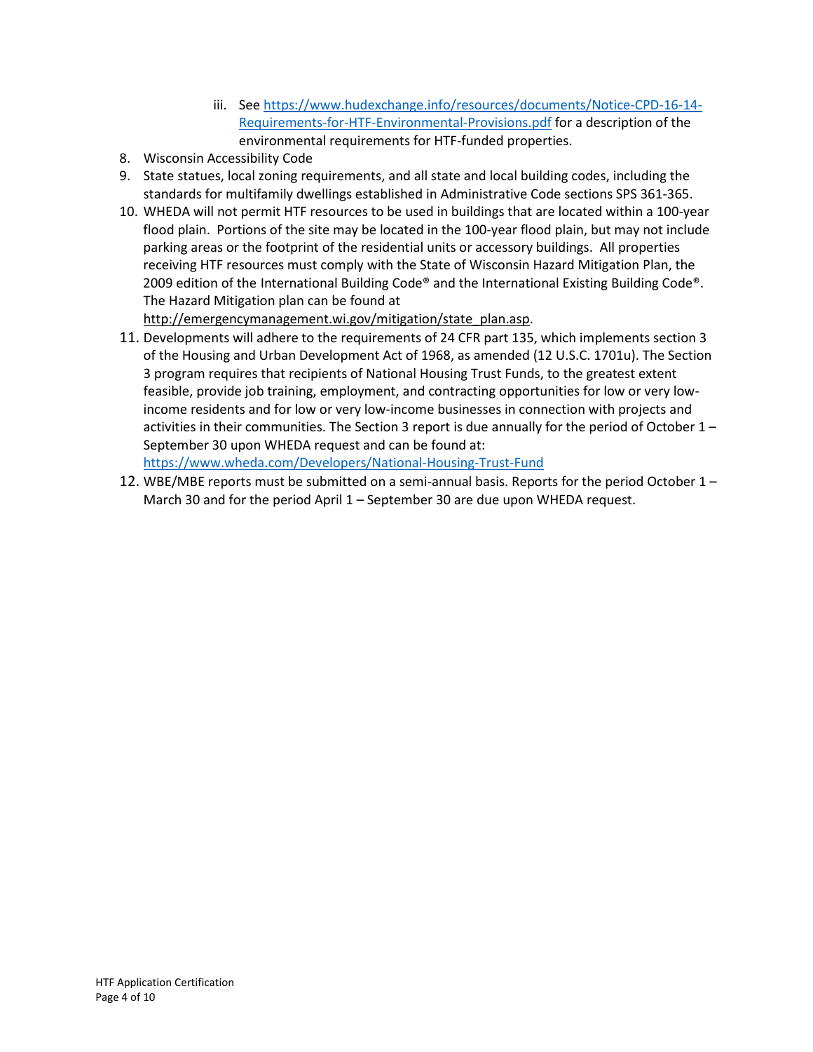iii. See [https://www.hudexchange.info/resources/documents/Notice-CPD-16-14-Requirements-for-HTF-Environmental-Provisions.pdf](https://www.hudexchange.info/resources/documents/Notice-CPD-16-14-Requirements-for-HTF-Environmental-Provisions.pdf) for a description of the environmental requirements for HTF-funded properties.

8. Wisconsin Accessibility Code
9. State statues, local zoning requirements, and all state and local building codes, including the standards for multifamily dwellings established in Administrative Code sections SPS 361-365.
10. WHEDA will not permit HTF resources to be used in buildings that are located within a 100-year flood plain. Portions of the site may be located in the 100-year flood plain, but may not include parking areas or the footprint of the residential units or accessory buildings. All properties receiving HTF resources must comply with the State of Wisconsin Hazard Mitigation Plan, the 2009 edition of the International Building Code® and the International Existing Building Code®. The Hazard Mitigation plan can be found at http://emergencymanagement.wi.gov/mitigation/state_plan.asp.
11. Developments will adhere to the requirements of 24 CFR part 135, which implements section 3 of the Housing and Urban Development Act of 1968, as amended (12 U.S.C. 1701u). The Section 3 program requires that recipients of National Housing Trust Funds, to the greatest extent feasible, provide job training, employment, and contracting opportunities for low or very low-income residents and for low or very low-income businesses in connection with projects and activities in their communities. The Section 3 report is due annually for the period of October 1 – September 30 upon WHEDA request and can be found at: [https://www.wheda.com/Developers/National-Housing-Trust-Fund](https://www.wheda.com/Developers/National-Housing-Trust-Fund)
12. WBE/MBE reports must be submitted on a semi-annual basis. Reports for the period October 1 – March 30 and for the period April 1 – September 30 are due upon WHEDA request.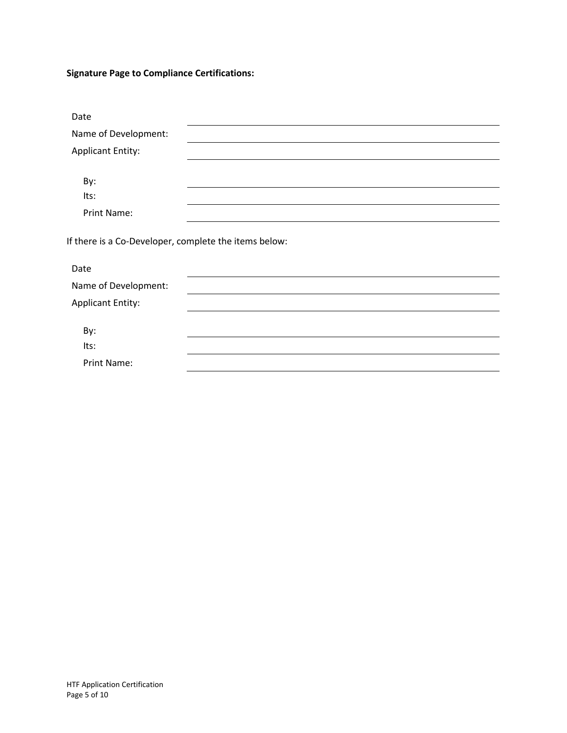**Signature Page to Compliance Certifications:**

Date ______________________________

Name of Development: ______________________________

Applicant Entity: ______________________________

By: ______________________________

Its: ______________________________

Print Name: ______________________________

If there is a Co-Developer, complete the items below:

Date ______________________________

Name of Development: ______________________________

Applicant Entity: ______________________________

By: ______________________________

Its: ______________________________

Print Name: ______________________________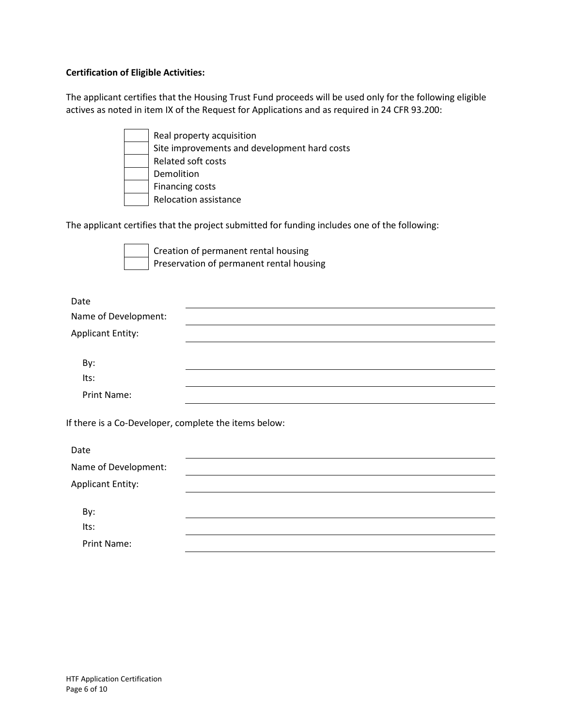**Certification of Eligible Activities:**

The applicant certifies that the Housing Trust Fund proceeds will be used only for the following eligible actives as noted in item IX of the Request for Applications and as required in 24 CFR 93.200:

- [ ] Real property acquisition
- [ ] Site improvements and development hard costs
- [ ] Related soft costs
- [ ] Demolition
- [ ] Financing costs
- [ ] Relocation assistance

The applicant certifies that the project submitted for funding includes one of the following:

- [ ] Creation of permanent rental housing
- [ ] Preservation of permanent rental housing

Date ______________________________

Name of Development: ______________________________

Applicant Entity: ______________________________

By: ______________________________

Its: ______________________________

Print Name: ______________________________

If there is a Co-Developer, complete the items below:

Date ______________________________

Name of Development: ______________________________

Applicant Entity: ______________________________

By: ______________________________

Its: ______________________________

Print Name: ______________________________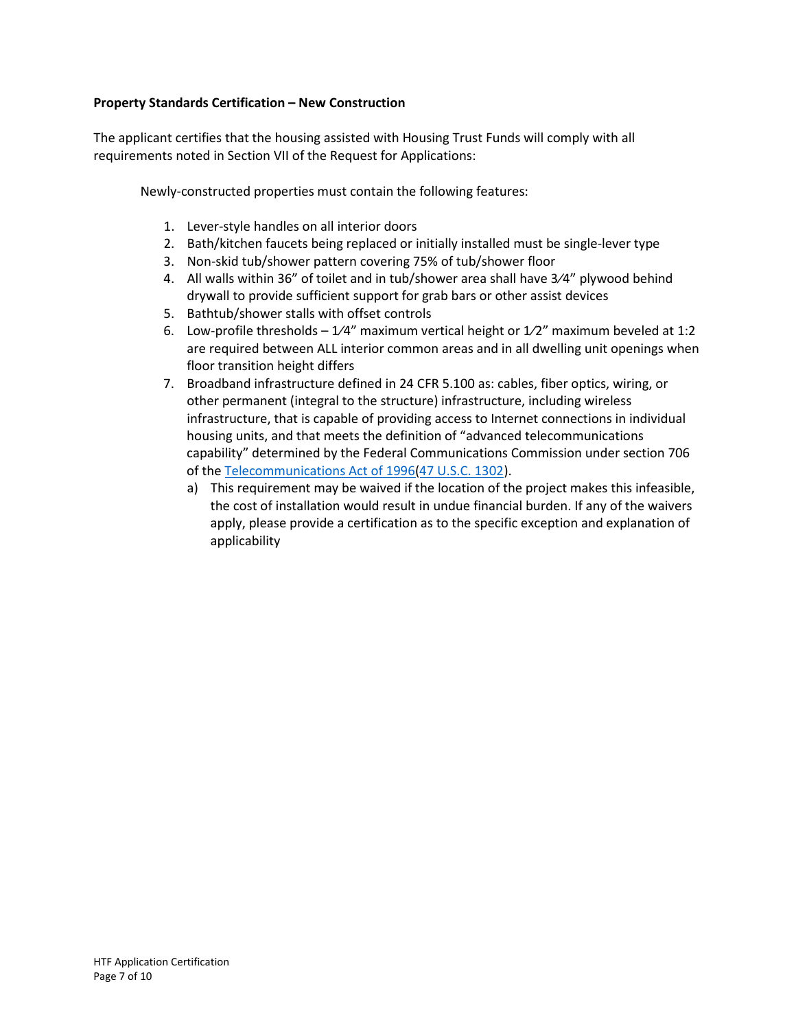**Property Standards Certification – New Construction**

The applicant certifies that the housing assisted with Housing Trust Funds will comply with all requirements noted in Section VII of the Request for Applications:

Newly-constructed properties must contain the following features:

1. Lever-style handles on all interior doors
2. Bath/kitchen faucets being replaced or initially installed must be single-lever type
3. Non-skid tub/shower pattern covering 75% of tub/shower floor
4. All walls within 36" of toilet and in tub/shower area shall have 3⁄4" plywood behind drywall to provide sufficient support for grab bars or other assist devices
5. Bathtub/shower stalls with offset controls
6. Low-profile thresholds – 1⁄4" maximum vertical height or 1⁄2" maximum beveled at 1:2 are required between ALL interior common areas and in all dwelling unit openings when floor transition height differs
7. Broadband infrastructure defined in 24 CFR 5.100 as: cables, fiber optics, wiring, or other permanent (integral to the structure) infrastructure, including wireless infrastructure, that is capable of providing access to Internet connections in individual housing units, and that meets the definition of "advanced telecommunications capability" determined by the Federal Communications Commission under section 706 of the Telecommunications Act of 1996(47 U.S.C. 1302).
   a) This requirement may be waived if the location of the project makes this infeasible, the cost of installation would result in undue financial burden. If any of the waivers apply, please provide a certification as to the specific exception and explanation of applicability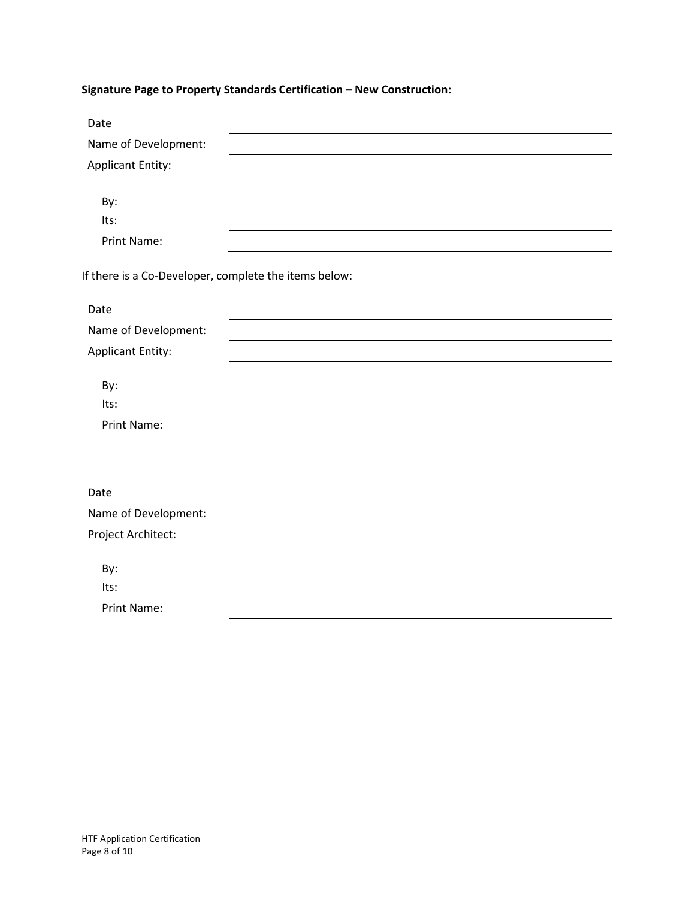**Signature Page to Property Standards Certification – New Construction:**

Date ______________________________

Name of Development: ______________________________

Applicant Entity: ______________________________

By: ______________________________

Its: ______________________________

Print Name: ______________________________

If there is a Co-Developer, complete the items below:

Date ______________________________

Name of Development: ______________________________

Applicant Entity: ______________________________

By: ______________________________

Its: ______________________________

Print Name: ______________________________

Date ______________________________

Name of Development: ______________________________

Project Architect: ______________________________

By: ______________________________

Its: ______________________________

Print Name: ______________________________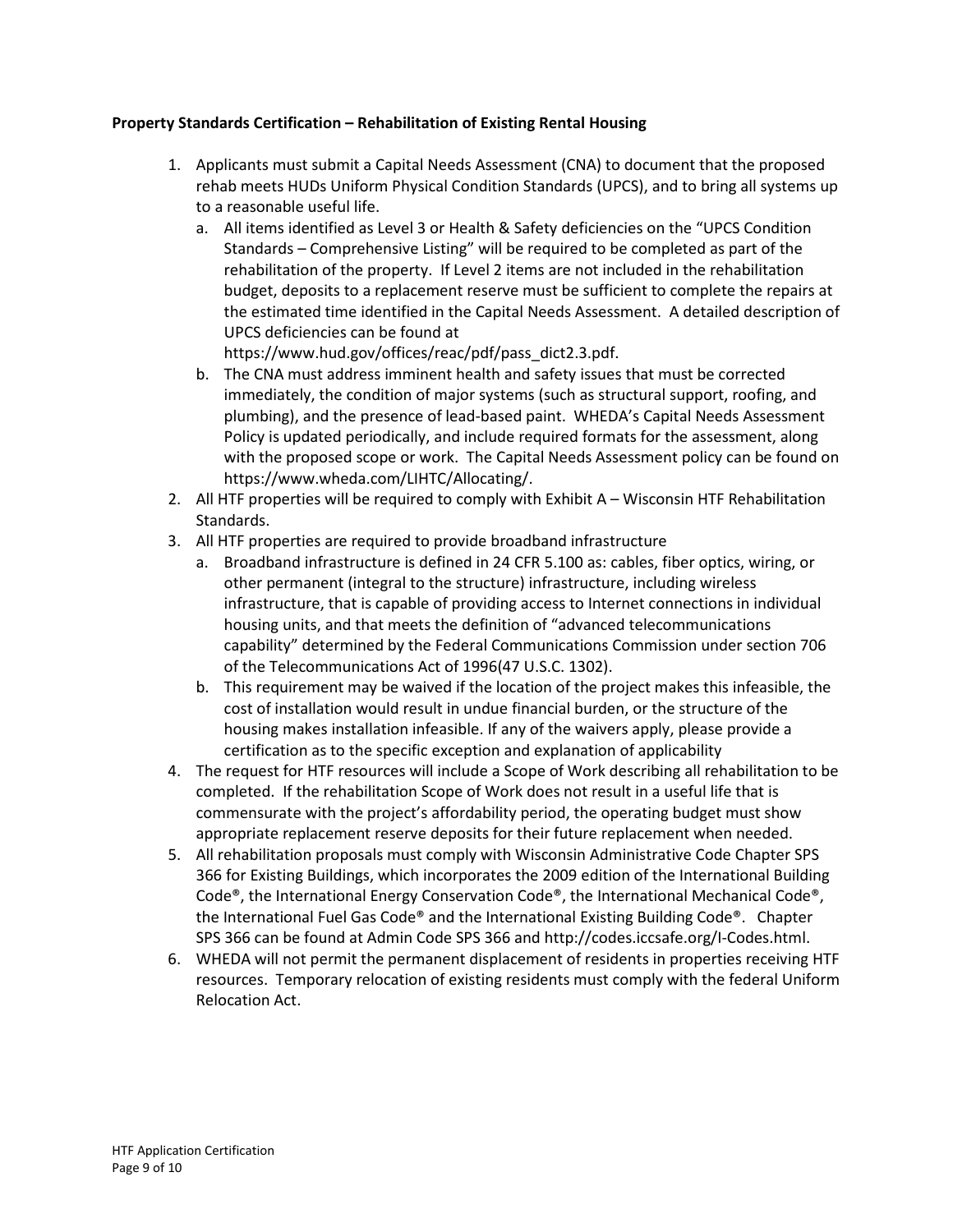**Property Standards Certification – Rehabilitation of Existing Rental Housing**

1. Applicants must submit a Capital Needs Assessment (CNA) to document that the proposed rehab meets HUDs Uniform Physical Condition Standards (UPCS), and to bring all systems up to a reasonable useful life.
   a. All items identified as Level 3 or Health & Safety deficiencies on the "UPCS Condition Standards – Comprehensive Listing" will be required to be completed as part of the rehabilitation of the property. If Level 2 items are not included in the rehabilitation budget, deposits to a replacement reserve must be sufficient to complete the repairs at the estimated time identified in the Capital Needs Assessment. A detailed description of UPCS deficiencies can be found at https://www.hud.gov/offices/reac/pdf/pass_dict2.3.pdf.
   b. The CNA must address imminent health and safety issues that must be corrected immediately, the condition of major systems (such as structural support, roofing, and plumbing), and the presence of lead-based paint. WHEDA's Capital Needs Assessment Policy is updated periodically, and include required formats for the assessment, along with the proposed scope or work. The Capital Needs Assessment policy can be found on https://www.wheda.com/LIHTC/Allocating/.
2. All HTF properties will be required to comply with Exhibit A – Wisconsin HTF Rehabilitation Standards.
3. All HTF properties are required to provide broadband infrastructure
   a. Broadband infrastructure is defined in 24 CFR 5.100 as: cables, fiber optics, wiring, or other permanent (integral to the structure) infrastructure, including wireless infrastructure, that is capable of providing access to Internet connections in individual housing units, and that meets the definition of "advanced telecommunications capability" determined by the Federal Communications Commission under section 706 of the Telecommunications Act of 1996(47 U.S.C. 1302).
   b. This requirement may be waived if the location of the project makes this infeasible, the cost of installation would result in undue financial burden, or the structure of the housing makes installation infeasible. If any of the waivers apply, please provide a certification as to the specific exception and explanation of applicability
4. The request for HTF resources will include a Scope of Work describing all rehabilitation to be completed. If the rehabilitation Scope of Work does not result in a useful life that is commensurate with the project's affordability period, the operating budget must show appropriate replacement reserve deposits for their future replacement when needed.
5. All rehabilitation proposals must comply with Wisconsin Administrative Code Chapter SPS 366 for Existing Buildings, which incorporates the 2009 edition of the International Building Code®, the International Energy Conservation Code®, the International Mechanical Code®, the International Fuel Gas Code® and the International Existing Building Code®. Chapter SPS 366 can be found at Admin Code SPS 366 and http://codes.iccsafe.org/I-Codes.html.
6. WHEDA will not permit the permanent displacement of residents in properties receiving HTF resources. Temporary relocation of existing residents must comply with the federal Uniform Relocation Act.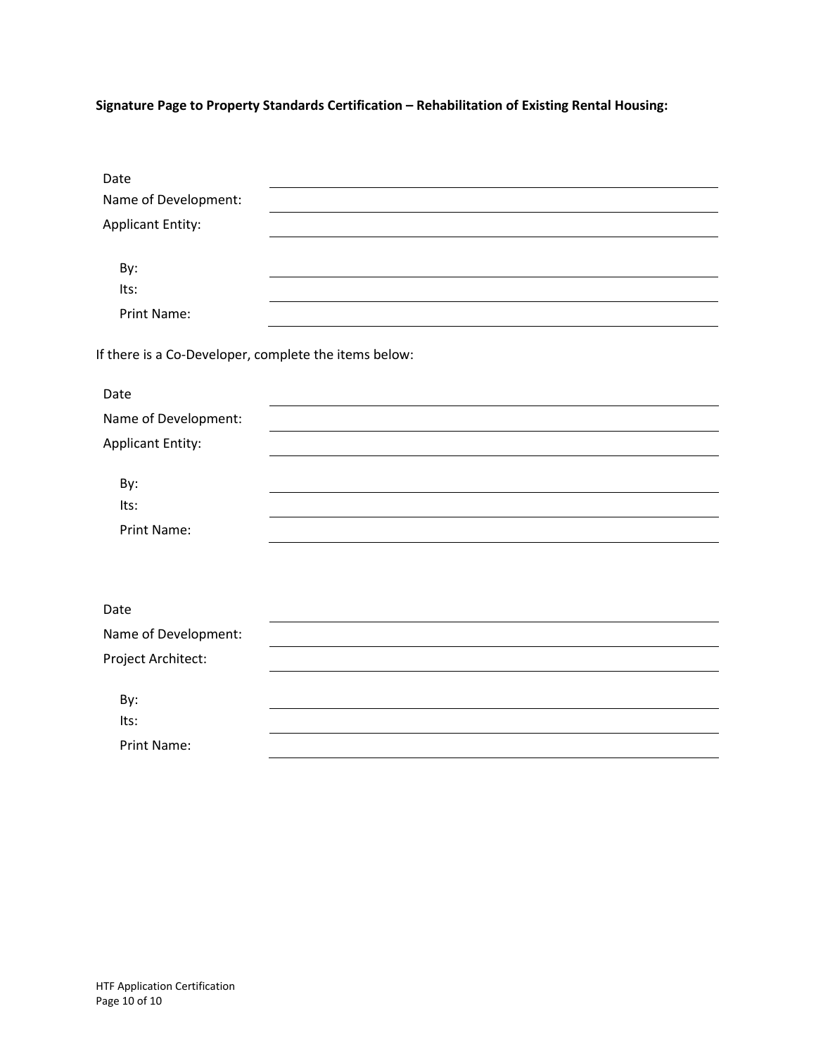**Signature Page to Property Standards Certification – Rehabilitation of Existing Rental Housing:**

Date \_\_\_\_\_\_\_\_\_\_\_\_\_\_\_\_\_\_\_\_\_\_\_\_\_\_\_\_\_\_

Name of Development: \_\_\_\_\_\_\_\_\_\_\_\_\_\_\_\_\_\_\_\_\_\_\_\_\_\_\_\_\_\_

Applicant Entity: \_\_\_\_\_\_\_\_\_\_\_\_\_\_\_\_\_\_\_\_\_\_\_\_\_\_\_\_\_\_

By: \_\_\_\_\_\_\_\_\_\_\_\_\_\_\_\_\_\_\_\_\_\_\_\_\_\_\_\_\_\_

Its: \_\_\_\_\_\_\_\_\_\_\_\_\_\_\_\_\_\_\_\_\_\_\_\_\_\_\_\_\_\_

Print Name: \_\_\_\_\_\_\_\_\_\_\_\_\_\_\_\_\_\_\_\_\_\_\_\_\_\_\_\_\_\_

If there is a Co-Developer, complete the items below:

Date \_\_\_\_\_\_\_\_\_\_\_\_\_\_\_\_\_\_\_\_\_\_\_\_\_\_\_\_\_\_

Name of Development: \_\_\_\_\_\_\_\_\_\_\_\_\_\_\_\_\_\_\_\_\_\_\_\_\_\_\_\_\_\_

Applicant Entity: \_\_\_\_\_\_\_\_\_\_\_\_\_\_\_\_\_\_\_\_\_\_\_\_\_\_\_\_\_\_

By: \_\_\_\_\_\_\_\_\_\_\_\_\_\_\_\_\_\_\_\_\_\_\_\_\_\_\_\_\_\_

Its: \_\_\_\_\_\_\_\_\_\_\_\_\_\_\_\_\_\_\_\_\_\_\_\_\_\_\_\_\_\_

Print Name: \_\_\_\_\_\_\_\_\_\_\_\_\_\_\_\_\_\_\_\_\_\_\_\_\_\_\_\_\_\_

Date \_\_\_\_\_\_\_\_\_\_\_\_\_\_\_\_\_\_\_\_\_\_\_\_\_\_\_\_\_\_

Name of Development: \_\_\_\_\_\_\_\_\_\_\_\_\_\_\_\_\_\_\_\_\_\_\_\_\_\_\_\_\_\_

Project Architect: \_\_\_\_\_\_\_\_\_\_\_\_\_\_\_\_\_\_\_\_\_\_\_\_\_\_\_\_\_\_

By: \_\_\_\_\_\_\_\_\_\_\_\_\_\_\_\_\_\_\_\_\_\_\_\_\_\_\_\_\_\_

Its: \_\_\_\_\_\_\_\_\_\_\_\_\_\_\_\_\_\_\_\_\_\_\_\_\_\_\_\_\_\_

Print Name: \_\_\_\_\_\_\_\_\_\_\_\_\_\_\_\_\_\_\_\_\_\_\_\_\_\_\_\_\_\_